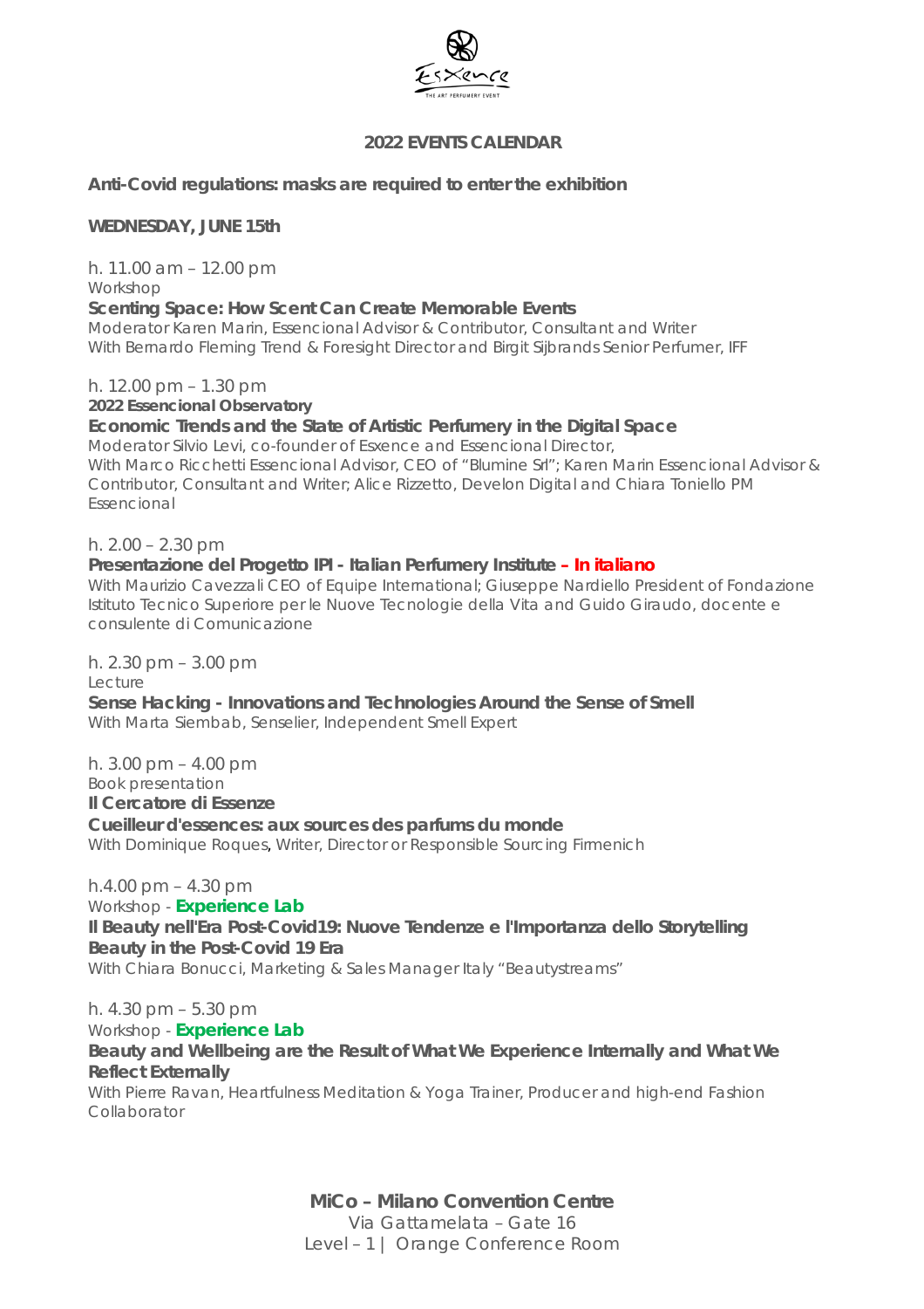# 2022 EVENTS CALENDAR

**Anti-Covid regulations: masks are required to enter the exhibition**

## WEDNESDAY, JUNE 15th

h. 11.00 am – 12.00 pm
Workshop
**Scenting Space: How Scent Can Create Memorable Events**
Moderator Karen Marin, Essencional Advisor & Contributor, Consultant and Writer
With Bernardo Fleming Trend & Foresight Director and Birgit Sijbrands Senior Perfumer, IFF

h. 12.00 pm – 1.30 pm
**2022 Essencional Observatory**
**Economic Trends and the State of Artistic Perfumery in the Digital Space**
Moderator Silvio Levi, co-founder of Esxence and Essencional Director,
With Marco Ricchetti Essencional Advisor, CEO of "Blumine Srl"; Karen Marin Essencional Advisor & Contributor, Consultant and Writer; Alice Rizzetto, Develon Digital and Chiara Toniello PM Essencional

h. 2.00 – 2.30 pm
**Presentazione del Progetto IPI - Italian Perfumery Institute – In italiano**
With Maurizio Cavezzali CEO of Equipe International; Giuseppe Nardiello President of Fondazione Istituto Tecnico Superiore per le Nuove Tecnologie della Vita and Guido Giraudo, docente e consulente di Comunicazione

h. 2.30 pm – 3.00 pm
Lecture
**Sense Hacking - Innovations and Technologies Around the Sense of Smell**
With Marta Siembab, Senselier, Independent Smell Expert

h. 3.00 pm – 4.00 pm
Book presentation
**Il Cercatore di Essenze**
**Cueilleur d'essences: aux sources des parfums du monde**
With Dominique Roques, Writer, Director or Responsible Sourcing Firmenich

h.4.00 pm – 4.30 pm
Workshop - **Experience Lab**
**Il Beauty nell'Era Post-Covid19: Nuove Tendenze e l'Importanza dello Storytelling**
**Beauty in the Post-Covid 19 Era**
With Chiara Bonucci, Marketing & Sales Manager Italy "Beautystreams"

h. 4.30 pm – 5.30 pm
Workshop - **Experience Lab**
**Beauty and Wellbeing are the Result of What We Experience Internally and What We Reflect Externally**
With Pierre Ravan, Heartfulness Meditation & Yoga Trainer, Producer and high-end Fashion Collaborator

**MiCo – Milano Convention Centre**
Via Gattamelata – Gate 16
Level – 1 | Orange Conference Room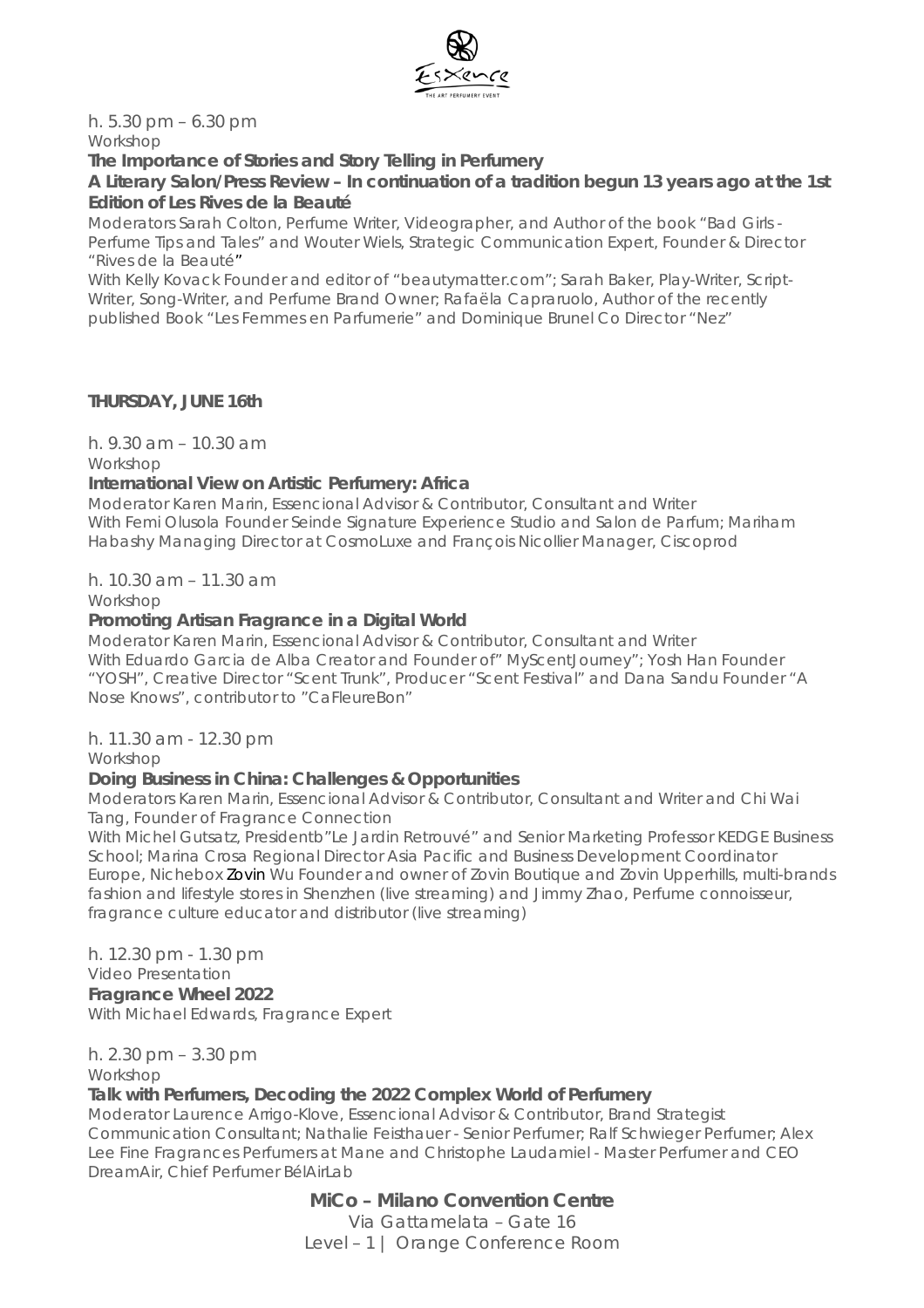h. 5.30 pm – 6.30 pm
Workshop

**The Importance of Stories and Story Telling in Perfumery**
**A Literary Salon/Press Review – In continuation of a tradition begun 13 years ago at the 1st Edition of Les Rives de la Beauté**

Moderators Sarah Colton, Perfume Writer, Videographer, and Author of the book "Bad Girls - Perfume Tips and Tales" and Wouter Wiels, Strategic Communication Expert, Founder & Director "Rives de la Beauté"
With Kelly Kovack Founder and editor of "beautymatter.com"; Sarah Baker, Play-Writer, Script-Writer, Song-Writer, and Perfume Brand Owner; Rafaëla Capraruolo, Author of the recently published Book "Les Femmes en Parfumerie" and Dominique Brunel Co Director "Nez"

**THURSDAY, JUNE 16th**

h. 9.30 am – 10.30 am
Workshop

**International View on Artistic Perfumery: Africa**

Moderator Karen Marin, Essencional Advisor & Contributor, Consultant and Writer
With Femi Olusola Founder Seinde Signature Experience Studio and Salon de Parfum; Mariham Habashy Managing Director at CosmoLuxe and François Nicollier Manager, Ciscoprod

h. 10.30 am – 11.30 am
Workshop

**Promoting Artisan Fragrance in a Digital World**

Moderator Karen Marin, Essencional Advisor & Contributor, Consultant and Writer
With Eduardo Garcia de Alba Creator and Founder of" MyScentJourney"; Yosh Han Founder "YOSH", Creative Director "Scent Trunk", Producer "Scent Festival" and Dana Sandu Founder "A Nose Knows", contributor to "CaFleureBon"

h. 11.30 am - 12.30 pm
Workshop

**Doing Business in China: Challenges & Opportunities**

Moderators Karen Marin, Essencional Advisor & Contributor, Consultant and Writer and Chi Wai Tang, Founder of Fragrance Connection
With Michel Gutsatz, Presidentb"Le Jardin Retrouvé" and Senior Marketing Professor KEDGE Business School; Marina Crosa Regional Director Asia Pacific and Business Development Coordinator Europe, Nichebox Zovin Wu Founder and owner of Zovin Boutique and Zovin Upperhills, multi-brands fashion and lifestyle stores in Shenzhen (live streaming) and Jimmy Zhao, Perfume connoisseur, fragrance culture educator and distributor (live streaming)

h. 12.30 pm - 1.30 pm
Video Presentation

**Fragrance Wheel 2022**

With Michael Edwards, Fragrance Expert

h. 2.30 pm – 3.30 pm
Workshop

**Talk with Perfumers, Decoding the 2022 Complex World of Perfumery**

Moderator Laurence Arrigo-Klove, Essencional Advisor & Contributor, Brand Strategist Communication Consultant; Nathalie Feisthauer - Senior Perfumer; Ralf Schwieger Perfumer; Alex Lee Fine Fragrances Perfumers at Mane and Christophe Laudamiel - Master Perfumer and CEO DreamAir, Chief Perfumer BélAirLab

**MiCo – Milano Convention Centre**
Via Gattamelata – Gate 16
Level – 1 | Orange Conference Room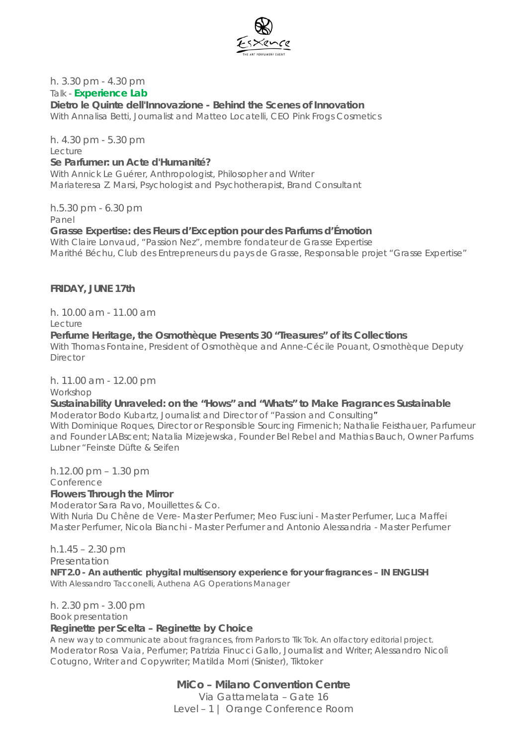h. 3.30 pm - 4.30 pm
Talk - **Experience Lab**
**Dietro le Quinte dell'Innovazione - Behind the Scenes of Innovation**
With Annalisa Betti, Journalist and Matteo Locatelli, CEO Pink Frogs Cosmetics

h. 4.30 pm - 5.30 pm
Lecture
**Se Parfumer: un Acte d'Humanité?**
With Annick Le Guérer, Anthropologist, Philosopher and Writer
Mariateresa Z. Marsi, Psychologist and Psychotherapist, Brand Consultant

h.5.30 pm - 6.30 pm
Panel
**Grasse Expertise: des Fleurs d'Exception pour des Parfums d'Émotion**
With Claire Lonvaud, "Passion Nez", membre fondateur de Grasse Expertise
Marithé Béchu, Club des Entrepreneurs du pays de Grasse, Responsable projet "Grasse Expertise"

**FRIDAY, JUNE 17th**

h. 10.00 am - 11.00 am
Lecture
**Perfume Heritage, the Osmothèque Presents 30 "Treasures" of its Collections**
With Thomas Fontaine, President of Osmothèque and Anne-Cécile Pouant, Osmothèque Deputy Director

h. 11.00 am - 12.00 pm
Workshop
**Sustainability Unraveled: on the "Hows" and "Whats" to Make Fragrances Sustainable**
Moderator Bodo Kubartz, Journalist and Director of "Passion and Consulting"
With Dominique Roques, Director or Responsible Sourcing Firmenich; Nathalie Feisthauer, Parfumeur and Founder LABscent; Natalia Mizejewska, Founder Bel Rebel and Mathias Bauch, Owner Parfums Lubner "Feinste Düfte & Seifen

h.12.00 pm – 1.30 pm
Conference
**Flowers Through the Mirror**
Moderator Sara Ravo, Mouillettes & Co.
With Nuria Du Chêne de Vere- Master Perfumer; Meo Fusciuni - Master Perfumer, Luca Maffei Master Perfumer, Nicola Bianchi - Master Perfumer and Antonio Alessandria - Master Perfumer

h.1.45 – 2.30 pm
Presentation
**NFT 2.0 - An authentic phygital multisensory experience for your fragrances – IN ENGLISH**
With Alessandro Tacconelli, Authena AG Operations Manager

h. 2.30 pm - 3.00 pm
Book presentation
**Reginette per Scelta – Reginette by Choice**
A new way to communicate about fragrances, from Parlors to Tik Tok. An olfactory editorial project.
Moderator Rosa Vaia, Perfumer; Patrizia Finucci Gallo, Journalist and Writer; Alessandro Nicolì Cotugno, Writer and Copywriter; Matilda Morri (Sinister), Tiktoker

**MiCo – Milano Convention Centre**
Via Gattamelata – Gate 16
Level – 1 | Orange Conference Room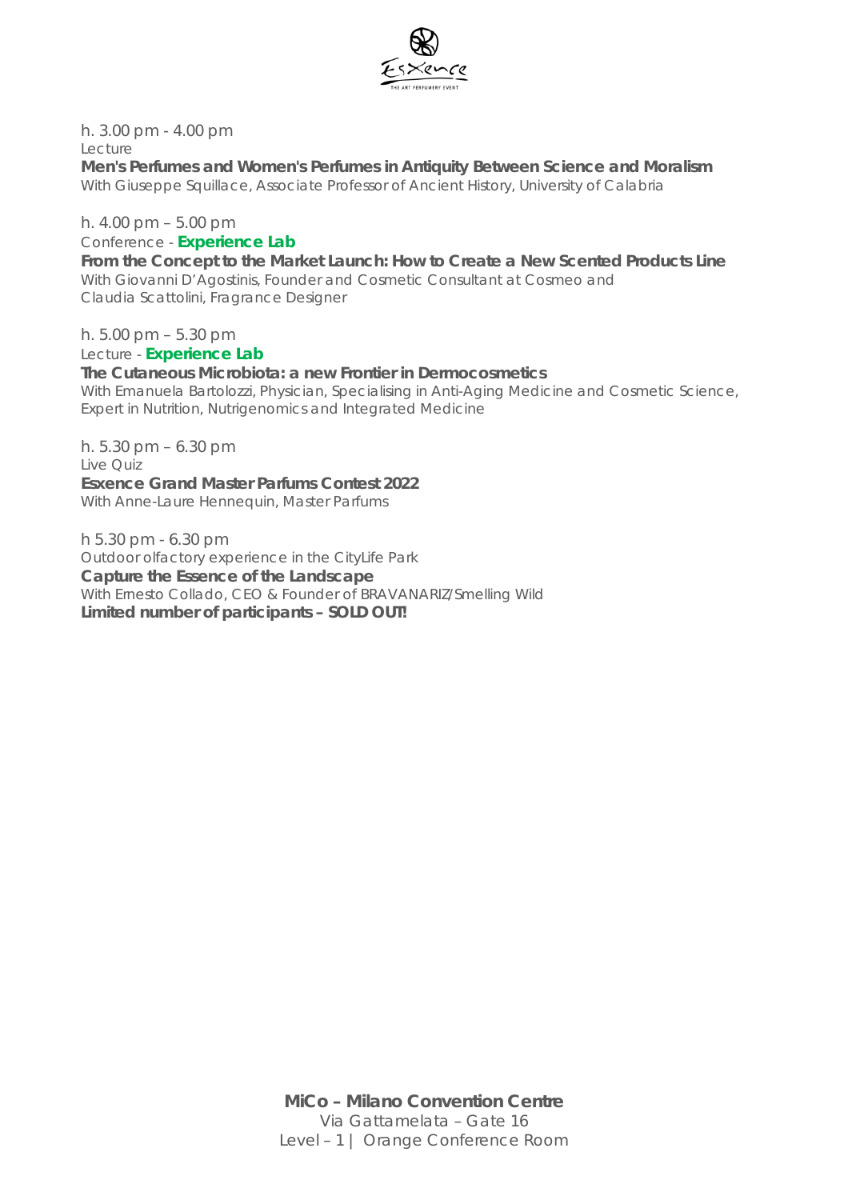h. 3.00 pm - 4.00 pm
Lecture
**Men's Perfumes and Women's Perfumes in Antiquity Between Science and Moralism**
With Giuseppe Squillace, Associate Professor of Ancient History, University of Calabria

h. 4.00 pm – 5.00 pm
Conference - **Experience Lab**
**From the Concept to the Market Launch: How to Create a New Scented Products Line**
With Giovanni D'Agostinis, Founder and Cosmetic Consultant at Cosmeo and
Claudia Scattolini, Fragrance Designer

h. 5.00 pm – 5.30 pm
Lecture - **Experience Lab**
**The Cutaneous Microbiota: a new Frontier in Dermocosmetics**
With Emanuela Bartolozzi, Physician, Specialising in Anti-Aging Medicine and Cosmetic Science, Expert in Nutrition, Nutrigenomics and Integrated Medicine

h. 5.30 pm – 6.30 pm
Live Quiz
**Esxence Grand Master Parfums Contest 2022**
With Anne-Laure Hennequin, Master Parfums

h 5.30 pm - 6.30 pm
Outdoor olfactory experience in the CityLife Park
**Capture the Essence of the Landscape**
With Ernesto Collado, CEO & Founder of BRAVANARIZ/Smelling Wild
**Limited number of participants – SOLD OUT!**

**MiCo – Milano Convention Centre**
Via Gattamelata – Gate 16
Level – 1 | Orange Conference Room